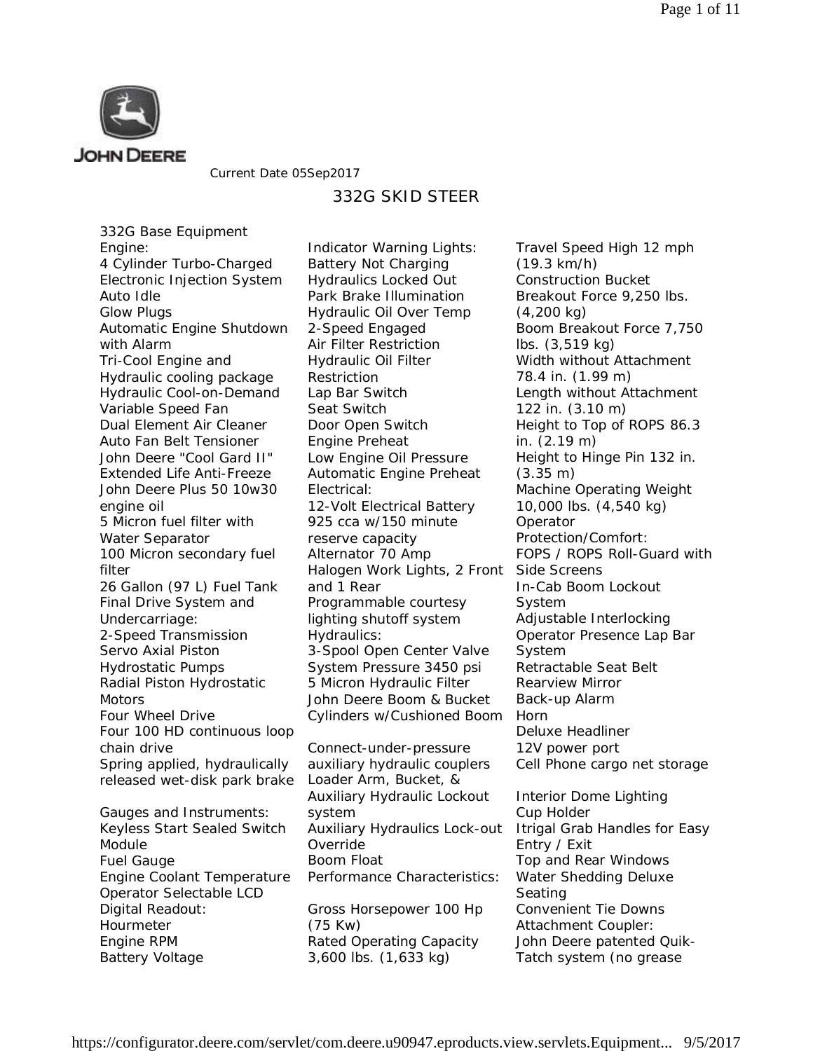JOHN DEERE

Current Date 05Sep2017

# 332G SKID STEER

332G Base Equipment

**Engine:**

4 Cylinder Turbo-Charged
Electronic Injection System
Auto Idle
Glow Plugs
Automatic Engine Shutdown with Alarm
Tri-Cool Engine and Hydraulic cooling package
Hydraulic Cool-on-Demand Variable Speed Fan
Dual Element Air Cleaner
Auto Fan Belt Tensioner
John Deere "Cool Gard II" Extended Life Anti-Freeze
John Deere Plus 50 10w30 engine oil
5 Micron fuel filter with Water Separator
100 Micron secondary fuel filter
26 Gallon (97 L) Fuel Tank

**Final Drive System and Undercarriage:**

2-Speed Transmission
Servo Axial Piston Hydrostatic Pumps
Radial Piston Hydrostatic Motors
Four Wheel Drive
Four 100 HD continuous loop chain drive
Spring applied, hydraulically released wet-disk park brake

**Gauges and Instruments:**

Keyless Start Sealed Switch Module
Fuel Gauge
Engine Coolant Temperature
Operator Selectable LCD Digital Readout:
Hourmeter
Engine RPM
Battery Voltage

**Indicator Warning Lights:**

Battery Not Charging
Hydraulics Locked Out
Park Brake Illumination
Hydraulic Oil Over Temp
2-Speed Engaged
Air Filter Restriction
Hydraulic Oil Filter Restriction
Lap Bar Switch
Seat Switch
Door Open Switch
Engine Preheat
Low Engine Oil Pressure
Automatic Engine Preheat

**Electrical:**

12-Volt Electrical Battery 925 cca w/150 minute reserve capacity
Alternator 70 Amp
Halogen Work Lights, 2 Front and 1 Rear
Programmable courtesy lighting shutoff system

**Hydraulics:**

3-Spool Open Center Valve
System Pressure 3450 psi
5 Micron Hydraulic Filter
John Deere Boom & Bucket Cylinders w/Cushioned Boom

Connect-under-pressure auxiliary hydraulic couplers
Loader Arm, Bucket, & Auxiliary Hydraulic Lockout system
Auxiliary Hydraulics Lock-out Override
Boom Float

**Performance Characteristics:**

Gross Horsepower 100 Hp (75 Kw)
Rated Operating Capacity 3,600 lbs. (1,633 kg)
Travel Speed High 12 mph (19.3 km/h)
Construction Bucket Breakout Force 9,250 lbs. (4,200 kg)
Boom Breakout Force 7,750 lbs. (3,519 kg)
Width without Attachment 78.4 in. (1.99 m)
Length without Attachment 122 in. (3.10 m)
Height to Top of ROPS 86.3 in. (2.19 m)
Height to Hinge Pin 132 in. (3.35 m)
Machine Operating Weight 10,000 lbs. (4,540 kg)

**Operator Protection/Comfort:**

FOPS / ROPS Roll-Guard with Side Screens
In-Cab Boom Lockout System
Adjustable Interlocking Operator Presence Lap Bar System
Retractable Seat Belt
Rearview Mirror
Back-up Alarm
Horn
Deluxe Headliner
12V power port
Cell Phone cargo net storage

Interior Dome Lighting
Cup Holder
Itrigal Grab Handles for Easy Entry / Exit
Top and Rear Windows
Water Shedding Deluxe Seating
Convenient Tie Downs

**Attachment Coupler:**

John Deere patented Quik-Tatch system (no grease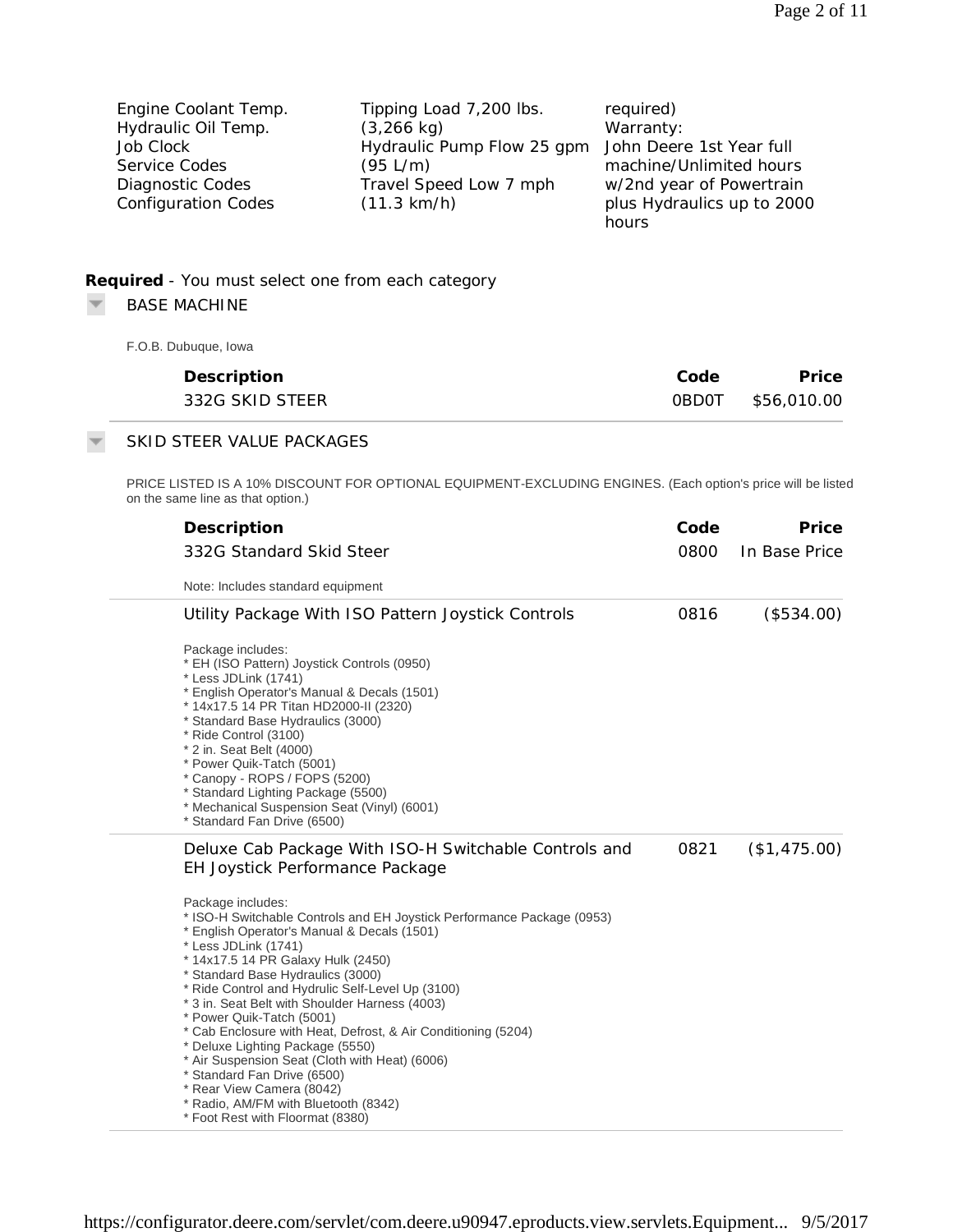Engine Coolant Temp.
Hydraulic Oil Temp.
Job Clock
Service Codes
Diagnostic Codes
Configuration Codes

Tipping Load 7,200 lbs. (3,266 kg)
Hydraulic Pump Flow 25 gpm (95 L/m)
Travel Speed Low 7 mph (11.3 km/h)

required)
Warranty:
John Deere 1st Year full machine/Unlimited hours w/2nd year of Powertrain plus Hydraulics up to 2000 hours

**Required** - You must select one from each category

## BASE MACHINE

F.O.B. Dubuque, Iowa

| Description | Code | Price |
|---|---|---|
| 332G SKID STEER | 0BD0T | $56,010.00 |

## SKID STEER VALUE PACKAGES

PRICE LISTED IS A 10% DISCOUNT FOR OPTIONAL EQUIPMENT-EXCLUDING ENGINES. (Each option's price will be listed on the same line as that option.)

| Description | Code | Price |
|---|---|---|
| 332G Standard Skid Steer | 0800 | In Base Price |

Note: Includes standard equipment

| Description | Code | Price |
|---|---|---|
| Utility Package With ISO Pattern Joystick Controls | 0816 | ($534.00) |

Package includes:
* EH (ISO Pattern) Joystick Controls (0950)
* Less JDLink (1741)
* English Operator's Manual & Decals (1501)
* 14x17.5 14 PR Titan HD2000-II (2320)
* Standard Base Hydraulics (3000)
* Ride Control (3100)
* 2 in. Seat Belt (4000)
* Power Quik-Tatch (5001)
* Canopy - ROPS / FOPS (5200)
* Standard Lighting Package (5500)
* Mechanical Suspension Seat (Vinyl) (6001)
* Standard Fan Drive (6500)

| Description | Code | Price |
|---|---|---|
| Deluxe Cab Package With ISO-H Switchable Controls and EH Joystick Performance Package | 0821 | ($1,475.00) |

Package includes:
* ISO-H Switchable Controls and EH Joystick Performance Package (0953)
* English Operator's Manual & Decals (1501)
* Less JDLink (1741)
* 14x17.5 14 PR Galaxy Hulk (2450)
* Standard Base Hydraulics (3000)
* Ride Control and Hydrulic Self-Level Up (3100)
* 3 in. Seat Belt with Shoulder Harness (4003)
* Power Quik-Tatch (5001)
* Cab Enclosure with Heat, Defrost, & Air Conditioning (5204)
* Deluxe Lighting Package (5550)
* Air Suspension Seat (Cloth with Heat) (6006)
* Standard Fan Drive (6500)
* Rear View Camera (8042)
* Radio, AM/FM with Bluetooth (8342)
* Foot Rest with Floormat (8380)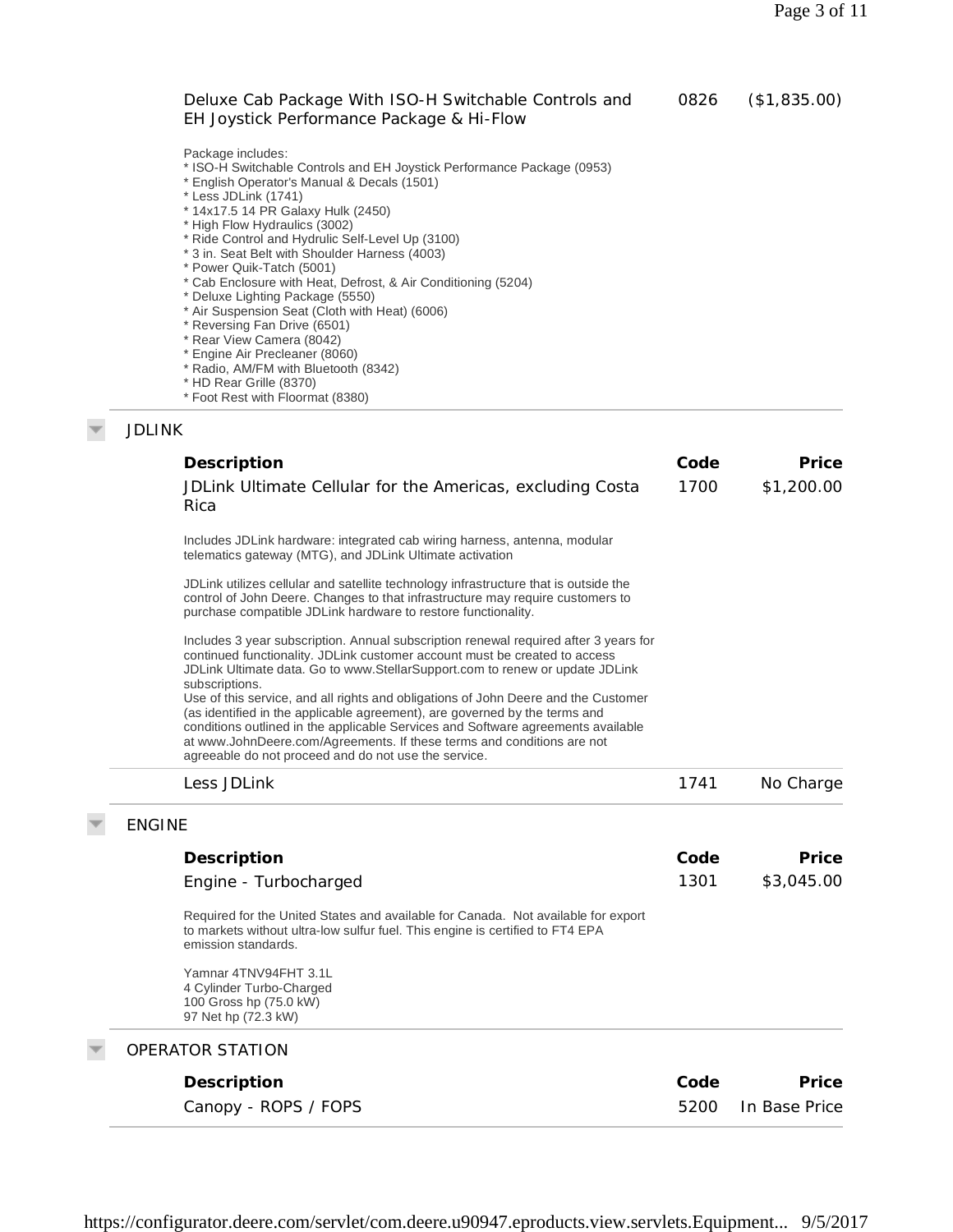| Description | Code | Price |
|---|---|---|
| Deluxe Cab Package With ISO-H Switchable Controls and EH Joystick Performance Package & Hi-Flow | 0826 | ($1,835.00) |

Package includes:
* ISO-H Switchable Controls and EH Joystick Performance Package (0953)
* English Operator's Manual & Decals (1501)
* Less JDLink (1741)
* 14x17.5 14 PR Galaxy Hulk (2450)
* High Flow Hydraulics (3002)
* Ride Control and Hydrulic Self-Level Up (3100)
* 3 in. Seat Belt with Shoulder Harness (4003)
* Power Quik-Tatch (5001)
* Cab Enclosure with Heat, Defrost, & Air Conditioning (5204)
* Deluxe Lighting Package (5550)
* Air Suspension Seat (Cloth with Heat) (6006)
* Reversing Fan Drive (6501)
* Rear View Camera (8042)
* Engine Air Precleaner (8060)
* Radio, AM/FM with Bluetooth (8342)
* HD Rear Grille (8370)
* Foot Rest with Floormat (8380)

## JDLINK

| Description | Code | Price |
|---|---|---|
| JDLink Ultimate Cellular for the Americas, excluding Costa Rica | 1700 | $1,200.00 |

Includes JDLink hardware: integrated cab wiring harness, antenna, modular telematics gateway (MTG), and JDLink Ultimate activation

JDLink utilizes cellular and satellite technology infrastructure that is outside the control of John Deere. Changes to that infrastructure may require customers to purchase compatible JDLink hardware to restore functionality.

Includes 3 year subscription. Annual subscription renewal required after 3 years for continued functionality. JDLink customer account must be created to access JDLink Ultimate data. Go to www.StellarSupport.com to renew or update JDLink subscriptions.
Use of this service, and all rights and obligations of John Deere and the Customer (as identified in the applicable agreement), are governed by the terms and conditions outlined in the applicable Services and Software agreements available at www.JohnDeere.com/Agreements. If these terms and conditions are not agreeable do not proceed and do not use the service.

| Description | Code | Price |
|---|---|---|
| Less JDLink | 1741 | No Charge |

## ENGINE

| Description | Code | Price |
|---|---|---|
| Engine - Turbocharged | 1301 | $3,045.00 |

Required for the United States and available for Canada. Not available for export to markets without ultra-low sulfur fuel. This engine is certified to FT4 EPA emission standards.

Yamnar 4TNV94FHT 3.1L
4 Cylinder Turbo-Charged
100 Gross hp (75.0 kW)
97 Net hp (72.3 kW)

## OPERATOR STATION

| Description | Code | Price |
|---|---|---|
| Canopy - ROPS / FOPS | 5200 | In Base Price |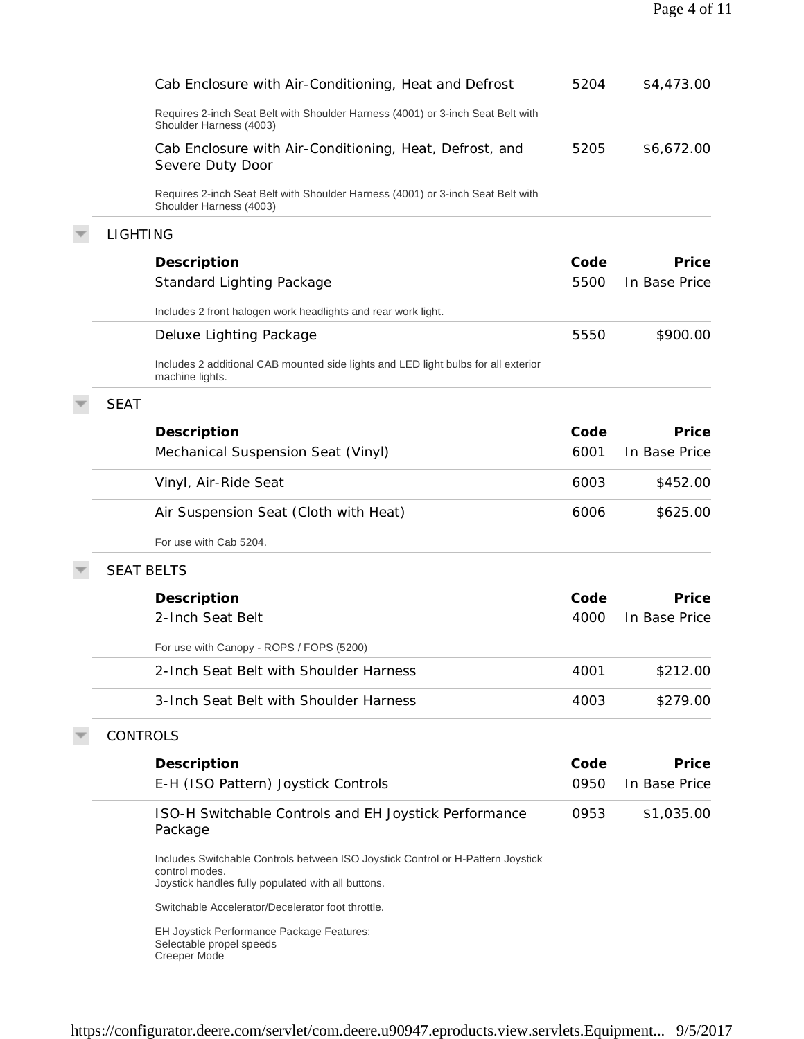| Description | Code | Price |
|---|---|---|
| Cab Enclosure with Air-Conditioning, Heat and Defrost | 5204 | $4,473.00 |
| Requires 2-inch Seat Belt with Shoulder Harness (4001) or 3-inch Seat Belt with Shoulder Harness (4003) | | |
| Cab Enclosure with Air-Conditioning, Heat, Defrost, and Severe Duty Door | 5205 | $6,672.00 |
| Requires 2-inch Seat Belt with Shoulder Harness (4001) or 3-inch Seat Belt with Shoulder Harness (4003) | | |

## LIGHTING

| Description | Code | Price |
|---|---|---|
| Standard Lighting Package | 5500 | In Base Price |
| Includes 2 front halogen work headlights and rear work light. | | |
| Deluxe Lighting Package | 5550 | $900.00 |
| Includes 2 additional CAB mounted side lights and LED light bulbs for all exterior machine lights. | | |

## SEAT

| Description | Code | Price |
|---|---|---|
| Mechanical Suspension Seat (Vinyl) | 6001 | In Base Price |
| Vinyl, Air-Ride Seat | 6003 | $452.00 |
| Air Suspension Seat (Cloth with Heat) | 6006 | $625.00 |
| For use with Cab 5204. | | |

## SEAT BELTS

| Description | Code | Price |
|---|---|---|
| 2-Inch Seat Belt | 4000 | In Base Price |
| For use with Canopy - ROPS / FOPS (5200) | | |
| 2-Inch Seat Belt with Shoulder Harness | 4001 | $212.00 |
| 3-Inch Seat Belt with Shoulder Harness | 4003 | $279.00 |

## CONTROLS

| Description | Code | Price |
|---|---|---|
| E-H (ISO Pattern) Joystick Controls | 0950 | In Base Price |
| ISO-H Switchable Controls and EH Joystick Performance Package | 0953 | $1,035.00 |

Includes Switchable Controls between ISO Joystick Control or H-Pattern Joystick control modes.
Joystick handles fully populated with all buttons.

Switchable Accelerator/Decelerator foot throttle.

EH Joystick Performance Package Features:
Selectable propel speeds
Creeper Mode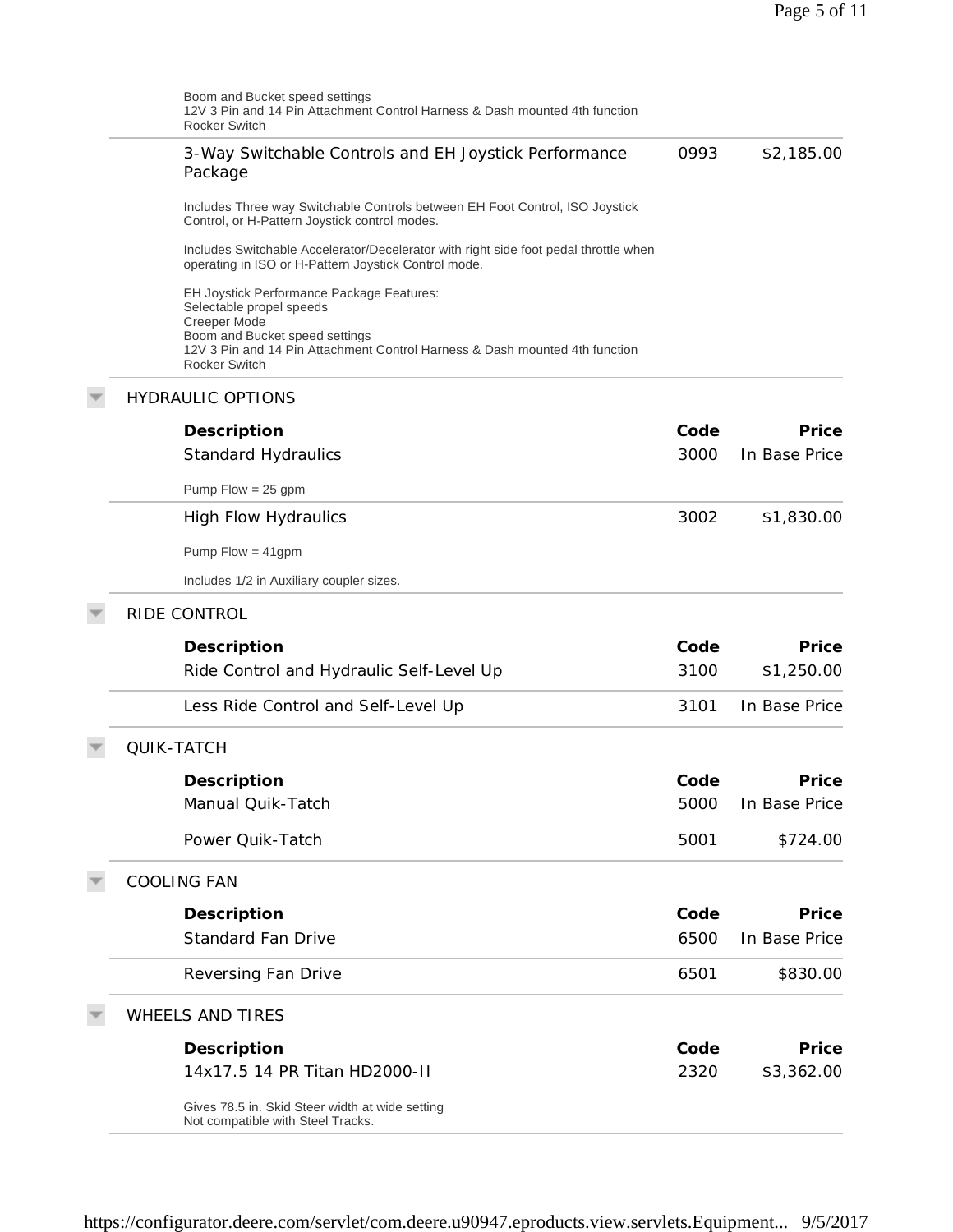Boom and Bucket speed settings
12V 3 Pin and 14 Pin Attachment Control Harness & Dash mounted 4th function Rocker Switch

| Description | Code | Price |
|---|---|---|
| 3-Way Switchable Controls and EH Joystick Performance Package | 0993 | $2,185.00 |

Includes Three way Switchable Controls between EH Foot Control, ISO Joystick Control, or H-Pattern Joystick control modes.

Includes Switchable Accelerator/Decelerator with right side foot pedal throttle when operating in ISO or H-Pattern Joystick Control mode.

EH Joystick Performance Package Features:
Selectable propel speeds
Creeper Mode
Boom and Bucket speed settings
12V 3 Pin and 14 Pin Attachment Control Harness & Dash mounted 4th function Rocker Switch

## HYDRAULIC OPTIONS

| Description | Code | Price |
|---|---|---|
| Standard Hydraulics | 3000 | In Base Price |
| High Flow Hydraulics | 3002 | $1,830.00 |

Standard Hydraulics: Pump Flow = 25 gpm

High Flow Hydraulics: Pump Flow = 41gpm

Includes 1/2 in Auxiliary coupler sizes.

## RIDE CONTROL

| Description | Code | Price |
|---|---|---|
| Ride Control and Hydraulic Self-Level Up | 3100 | $1,250.00 |
| Less Ride Control and Self-Level Up | 3101 | In Base Price |

## QUIK-TATCH

| Description | Code | Price |
|---|---|---|
| Manual Quik-Tatch | 5000 | In Base Price |
| Power Quik-Tatch | 5001 | $724.00 |

## COOLING FAN

| Description | Code | Price |
|---|---|---|
| Standard Fan Drive | 6500 | In Base Price |
| Reversing Fan Drive | 6501 | $830.00 |

## WHEELS AND TIRES

| Description | Code | Price |
|---|---|---|
| 14x17.5 14 PR Titan HD2000-II | 2320 | $3,362.00 |

Gives 78.5 in. Skid Steer width at wide setting
Not compatible with Steel Tracks.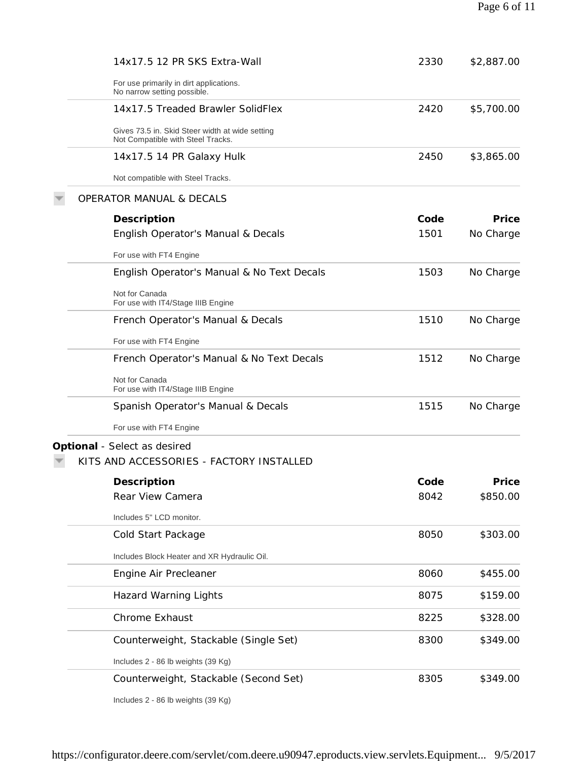| Description | Code | Price |
|---|---|---|
| 14x17.5 12 PR SKS Extra-Wall<br>For use primarily in dirt applications.<br>No narrow setting possible. | 2330 | $2,887.00 |
| 14x17.5 Treaded Brawler SolidFlex<br>Gives 73.5 in. Skid Steer width at wide setting<br>Not Compatible with Steel Tracks. | 2420 | $5,700.00 |
| 14x17.5 14 PR Galaxy Hulk<br>Not compatible with Steel Tracks. | 2450 | $3,865.00 |

### OPERATOR MANUAL & DECALS

| Description | Code | Price |
|---|---|---|
| English Operator's Manual & Decals<br>For use with FT4 Engine | 1501 | No Charge |
| English Operator's Manual & No Text Decals<br>Not for Canada<br>For use with IT4/Stage IIIB Engine | 1503 | No Charge |
| French Operator's Manual & Decals<br>For use with FT4 Engine | 1510 | No Charge |
| French Operator's Manual & No Text Decals<br>Not for Canada<br>For use with IT4/Stage IIIB Engine | 1512 | No Charge |
| Spanish Operator's Manual & Decals<br>For use with FT4 Engine | 1515 | No Charge |

**Optional** - Select as desired

### KITS AND ACCESSORIES - FACTORY INSTALLED

| Description | Code | Price |
|---|---|---|
| Rear View Camera<br>Includes 5" LCD monitor. | 8042 | $850.00 |
| Cold Start Package<br>Includes Block Heater and XR Hydraulic Oil. | 8050 | $303.00 |
| Engine Air Precleaner | 8060 | $455.00 |
| Hazard Warning Lights | 8075 | $159.00 |
| Chrome Exhaust | 8225 | $328.00 |
| Counterweight, Stackable (Single Set)<br>Includes 2 - 86 lb weights (39 Kg) | 8300 | $349.00 |
| Counterweight, Stackable (Second Set)<br>Includes 2 - 86 lb weights (39 Kg) | 8305 | $349.00 |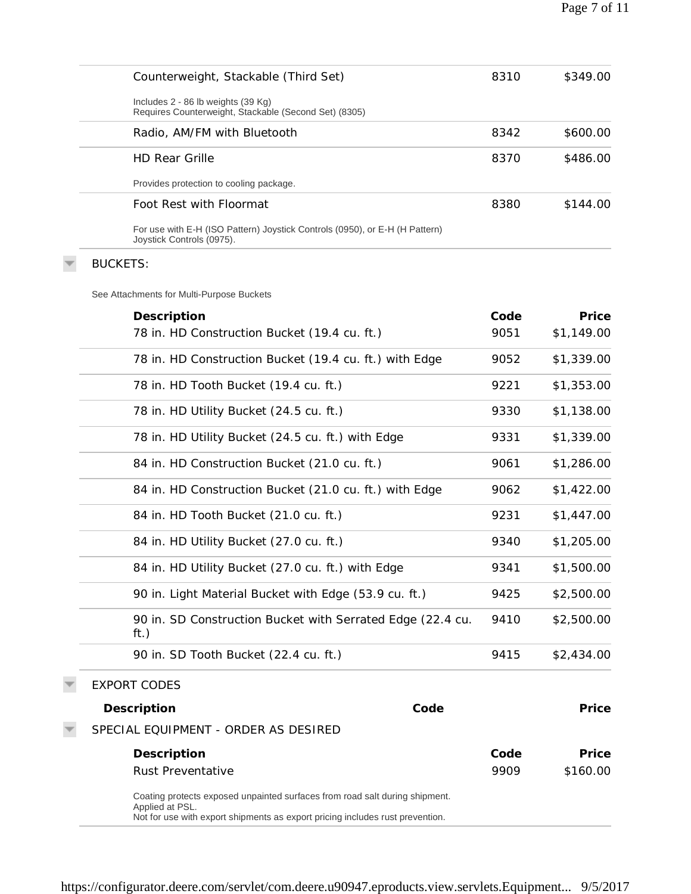| Description | Code | Price |
|---|---|---|
| Counterweight, Stackable (Third Set)<br>Includes 2 - 86 lb weights (39 Kg)<br>Requires Counterweight, Stackable (Second Set) (8305) | 8310 | $349.00 |
| Radio, AM/FM with Bluetooth | 8342 | $600.00 |
| HD Rear Grille<br>Provides protection to cooling package. | 8370 | $486.00 |
| Foot Rest with Floormat<br>For use with E-H (ISO Pattern) Joystick Controls (0950), or E-H (H Pattern) Joystick Controls (0975). | 8380 | $144.00 |

## BUCKETS:

See Attachments for Multi-Purpose Buckets

| Description | Code | Price |
|---|---|---|
| 78 in. HD Construction Bucket (19.4 cu. ft.) | 9051 | $1,149.00 |
| 78 in. HD Construction Bucket (19.4 cu. ft.) with Edge | 9052 | $1,339.00 |
| 78 in. HD Tooth Bucket (19.4 cu. ft.) | 9221 | $1,353.00 |
| 78 in. HD Utility Bucket (24.5 cu. ft.) | 9330 | $1,138.00 |
| 78 in. HD Utility Bucket (24.5 cu. ft.) with Edge | 9331 | $1,339.00 |
| 84 in. HD Construction Bucket (21.0 cu. ft.) | 9061 | $1,286.00 |
| 84 in. HD Construction Bucket (21.0 cu. ft.) with Edge | 9062 | $1,422.00 |
| 84 in. HD Tooth Bucket (21.0 cu. ft.) | 9231 | $1,447.00 |
| 84 in. HD Utility Bucket (27.0 cu. ft.) | 9340 | $1,205.00 |
| 84 in. HD Utility Bucket (27.0 cu. ft.) with Edge | 9341 | $1,500.00 |
| 90 in. Light Material Bucket with Edge (53.9 cu. ft.) | 9425 | $2,500.00 |
| 90 in. SD Construction Bucket with Serrated Edge (22.4 cu. ft.) | 9410 | $2,500.00 |
| 90 in. SD Tooth Bucket (22.4 cu. ft.) | 9415 | $2,434.00 |

## EXPORT CODES

| Description | Code | Price |
|---|---|---|

## SPECIAL EQUIPMENT - ORDER AS DESIRED

| Description | Code | Price |
|---|---|---|
| Rust Preventative<br>Coating protects exposed unpainted surfaces from road salt during shipment.<br>Applied at PSL.<br>Not for use with export shipments as export pricing includes rust prevention. | 9909 | $160.00 |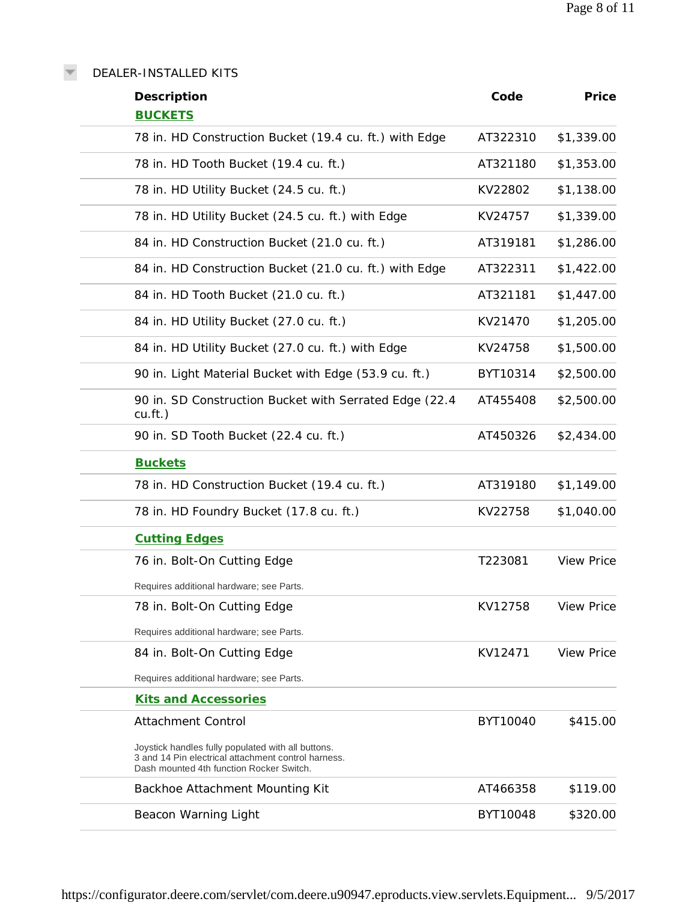## DEALER-INSTALLED KITS

| Description | Code | Price |
|---|---|---|
| **BUCKETS** | | |
| 78 in. HD Construction Bucket (19.4 cu. ft.) with Edge | AT322310 | $1,339.00 |
| 78 in. HD Tooth Bucket (19.4 cu. ft.) | AT321180 | $1,353.00 |
| 78 in. HD Utility Bucket (24.5 cu. ft.) | KV22802 | $1,138.00 |
| 78 in. HD Utility Bucket (24.5 cu. ft.) with Edge | KV24757 | $1,339.00 |
| 84 in. HD Construction Bucket (21.0 cu. ft.) | AT319181 | $1,286.00 |
| 84 in. HD Construction Bucket (21.0 cu. ft.) with Edge | AT322311 | $1,422.00 |
| 84 in. HD Tooth Bucket (21.0 cu. ft.) | AT321181 | $1,447.00 |
| 84 in. HD Utility Bucket (27.0 cu. ft.) | KV21470 | $1,205.00 |
| 84 in. HD Utility Bucket (27.0 cu. ft.) with Edge | KV24758 | $1,500.00 |
| 90 in. Light Material Bucket with Edge (53.9 cu. ft.) | BYT10314 | $2,500.00 |
| 90 in. SD Construction Bucket with Serrated Edge (22.4 cu.ft.) | AT455408 | $2,500.00 |
| 90 in. SD Tooth Bucket (22.4 cu. ft.) | AT450326 | $2,434.00 |
| **Buckets** | | |
| 78 in. HD Construction Bucket (19.4 cu. ft.) | AT319180 | $1,149.00 |
| 78 in. HD Foundry Bucket (17.8 cu. ft.) | KV22758 | $1,040.00 |
| **Cutting Edges** | | |
| 76 in. Bolt-On Cutting Edge<br>Requires additional hardware; see Parts. | T223081 | View Price |
| 78 in. Bolt-On Cutting Edge<br>Requires additional hardware; see Parts. | KV12758 | View Price |
| 84 in. Bolt-On Cutting Edge<br>Requires additional hardware; see Parts. | KV12471 | View Price |
| **Kits and Accessories** | | |
| Attachment Control<br>Joystick handles fully populated with all buttons.<br>3 and 14 Pin electrical attachment control harness.<br>Dash mounted 4th function Rocker Switch. | BYT10040 | $415.00 |
| Backhoe Attachment Mounting Kit | AT466358 | $119.00 |
| Beacon Warning Light | BYT10048 | $320.00 |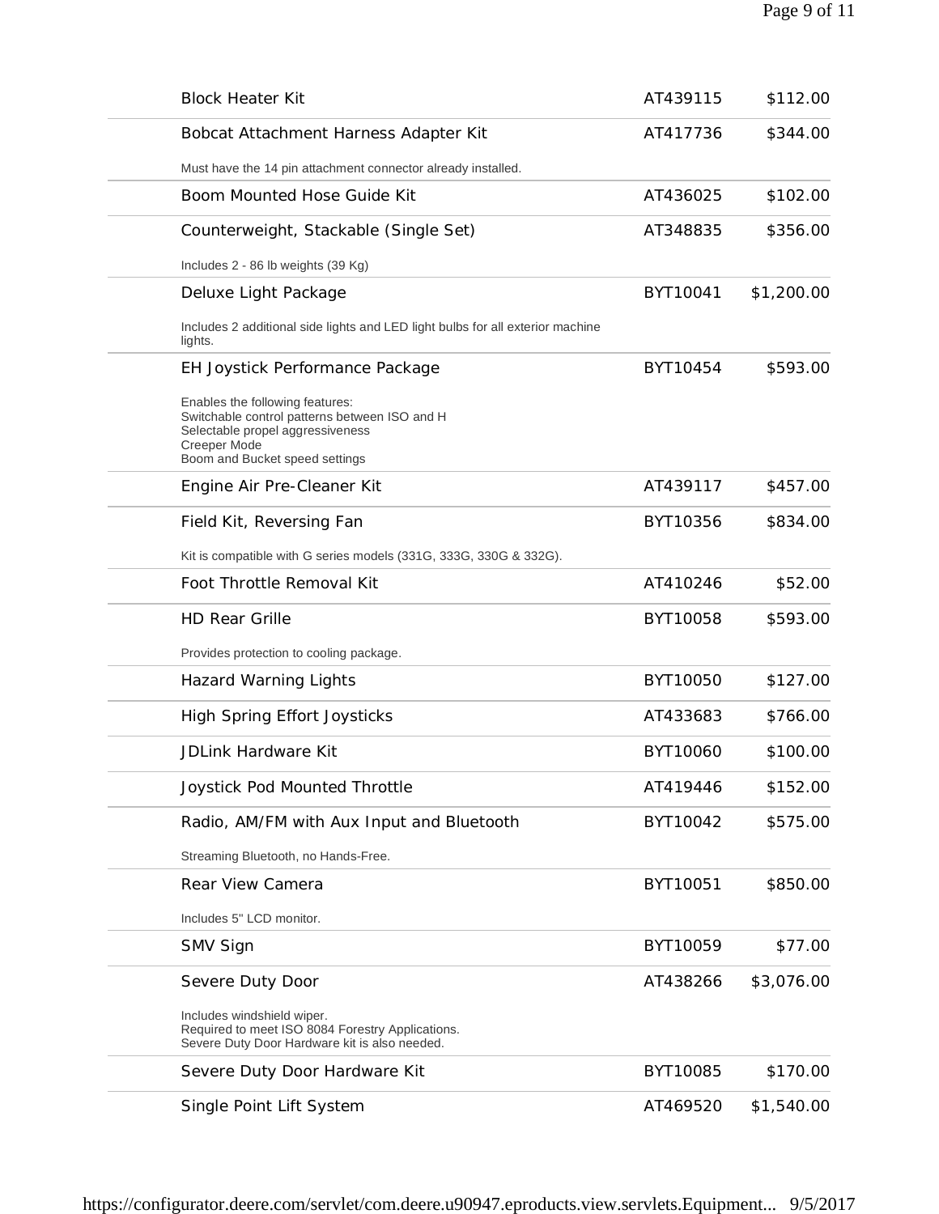| Item | Part Number | Price |
|---|---|---|
| Block Heater Kit | AT439115 | $112.00 |
| Bobcat Attachment Harness Adapter Kit<br>Must have the 14 pin attachment connector already installed. | AT417736 | $344.00 |
| Boom Mounted Hose Guide Kit | AT436025 | $102.00 |
| Counterweight, Stackable (Single Set)<br>Includes 2 - 86 lb weights (39 Kg) | AT348835 | $356.00 |
| Deluxe Light Package<br>Includes 2 additional side lights and LED light bulbs for all exterior machine lights. | BYT10041 | $1,200.00 |
| EH Joystick Performance Package<br>Enables the following features:<br>Switchable control patterns between ISO and H<br>Selectable propel aggressiveness<br>Creeper Mode<br>Boom and Bucket speed settings | BYT10454 | $593.00 |
| Engine Air Pre-Cleaner Kit | AT439117 | $457.00 |
| Field Kit, Reversing Fan<br>Kit is compatible with G series models (331G, 333G, 330G & 332G). | BYT10356 | $834.00 |
| Foot Throttle Removal Kit | AT410246 | $52.00 |
| HD Rear Grille<br>Provides protection to cooling package. | BYT10058 | $593.00 |
| Hazard Warning Lights | BYT10050 | $127.00 |
| High Spring Effort Joysticks | AT433683 | $766.00 |
| JDLink Hardware Kit | BYT10060 | $100.00 |
| Joystick Pod Mounted Throttle | AT419446 | $152.00 |
| Radio, AM/FM with Aux Input and Bluetooth<br>Streaming Bluetooth, no Hands-Free. | BYT10042 | $575.00 |
| Rear View Camera<br>Includes 5" LCD monitor. | BYT10051 | $850.00 |
| SMV Sign | BYT10059 | $77.00 |
| Severe Duty Door<br>Includes windshield wiper.<br>Required to meet ISO 8084 Forestry Applications.<br>Severe Duty Door Hardware kit is also needed. | AT438266 | $3,076.00 |
| Severe Duty Door Hardware Kit | BYT10085 | $170.00 |
| Single Point Lift System | AT469520 | $1,540.00 |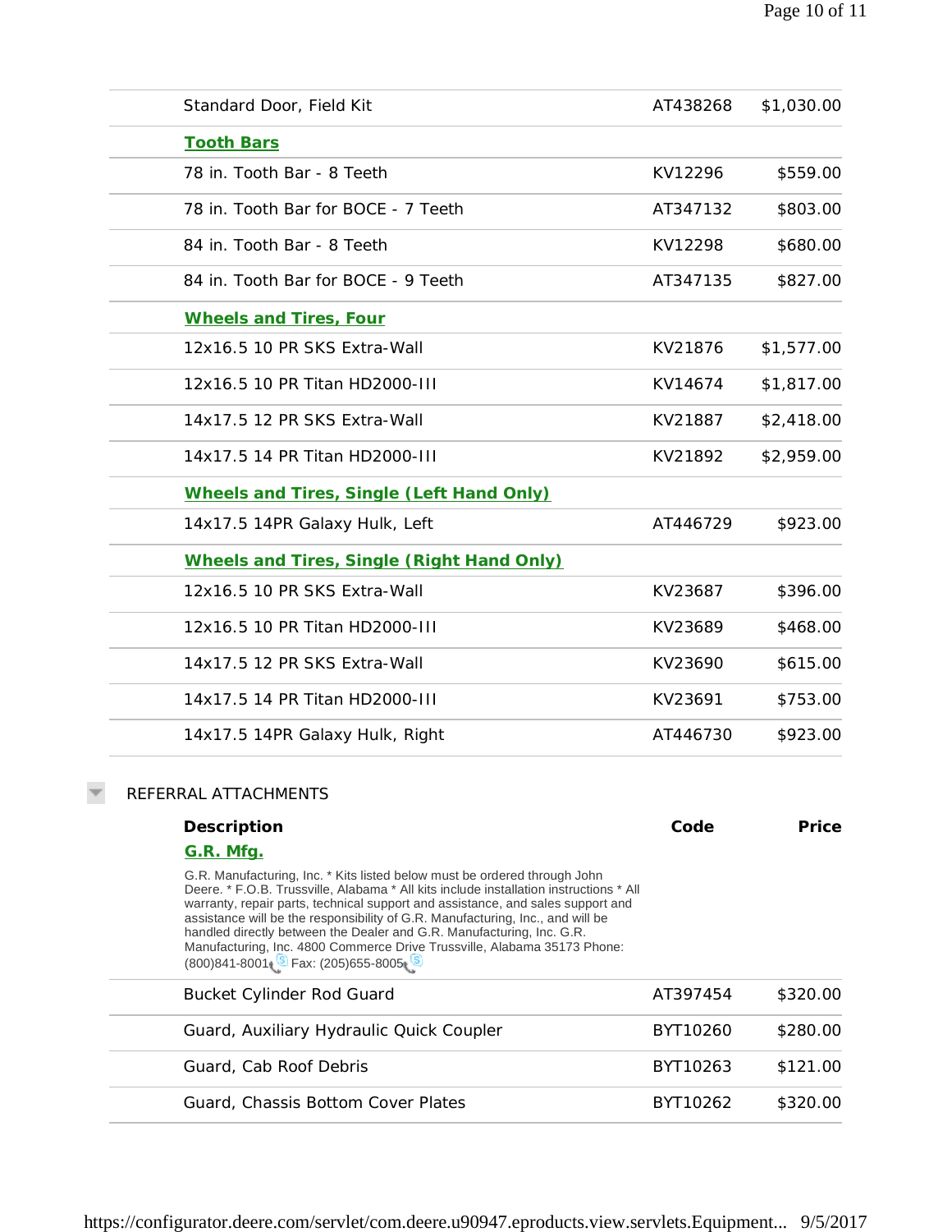| | | |
|---|---|---|
| Standard Door, Field Kit | AT438268 | $1,030.00 |
| **Tooth Bars** | | |
| 78 in. Tooth Bar - 8 Teeth | KV12296 | $559.00 |
| 78 in. Tooth Bar for BOCE - 7 Teeth | AT347132 | $803.00 |
| 84 in. Tooth Bar - 8 Teeth | KV12298 | $680.00 |
| 84 in. Tooth Bar for BOCE - 9 Teeth | AT347135 | $827.00 |
| **Wheels and Tires, Four** | | |
| 12x16.5 10 PR SKS Extra-Wall | KV21876 | $1,577.00 |
| 12x16.5 10 PR Titan HD2000-III | KV14674 | $1,817.00 |
| 14x17.5 12 PR SKS Extra-Wall | KV21887 | $2,418.00 |
| 14x17.5 14 PR Titan HD2000-III | KV21892 | $2,959.00 |
| **Wheels and Tires, Single (Left Hand Only)** | | |
| 14x17.5 14PR Galaxy Hulk, Left | AT446729 | $923.00 |
| **Wheels and Tires, Single (Right Hand Only)** | | |
| 12x16.5 10 PR SKS Extra-Wall | KV23687 | $396.00 |
| 12x16.5 10 PR Titan HD2000-III | KV23689 | $468.00 |
| 14x17.5 12 PR SKS Extra-Wall | KV23690 | $615.00 |
| 14x17.5 14 PR Titan HD2000-III | KV23691 | $753.00 |
| 14x17.5 14PR Galaxy Hulk, Right | AT446730 | $923.00 |

## REFERRAL ATTACHMENTS

| Description | Code | Price |
|---|---|---|
| **G.R. Mfg.** | | |
| G.R. Manufacturing, Inc. * Kits listed below must be ordered through John Deere. * F.O.B. Trussville, Alabama * All kits include installation instructions * All warranty, repair parts, technical support and assistance, and sales support and assistance will be the responsibility of G.R. Manufacturing, Inc., and will be handled directly between the Dealer and G.R. Manufacturing, Inc. G.R. Manufacturing, Inc. 4800 Commerce Drive Trussville, Alabama 35173 Phone: (800)841-8001 Fax: (205)655-8005 | | |
| Bucket Cylinder Rod Guard | AT397454 | $320.00 |
| Guard, Auxiliary Hydraulic Quick Coupler | BYT10260 | $280.00 |
| Guard, Cab Roof Debris | BYT10263 | $121.00 |
| Guard, Chassis Bottom Cover Plates | BYT10262 | $320.00 |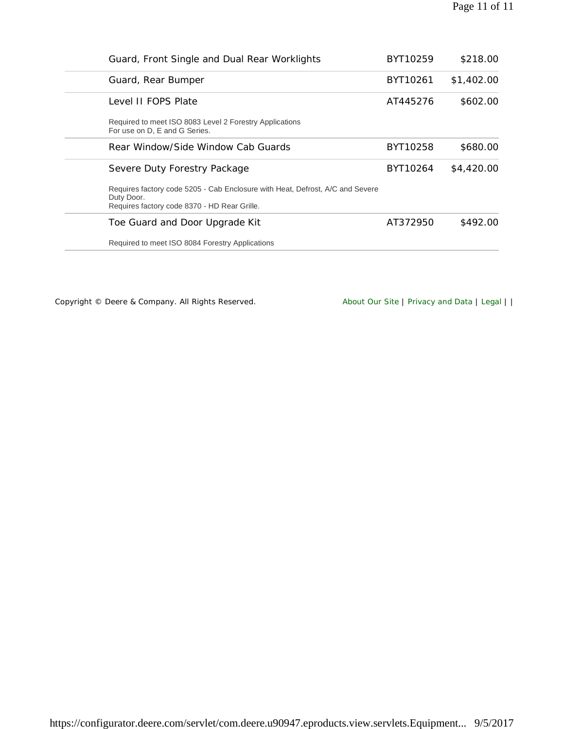| | | |
|---|---|---|
| Guard, Front Single and Dual Rear Worklights | BYT10259 | $218.00 |
| Guard, Rear Bumper | BYT10261 | $1,402.00 |
| Level II FOPS Plate<br>Required to meet ISO 8083 Level 2 Forestry Applications<br>For use on D, E and G Series. | AT445276 | $602.00 |
| Rear Window/Side Window Cab Guards | BYT10258 | $680.00 |
| Severe Duty Forestry Package<br>Requires factory code 5205 - Cab Enclosure with Heat, Defrost, A/C and Severe Duty Door.<br>Requires factory code 8370 - HD Rear Grille. | BYT10264 | $4,420.00 |
| Toe Guard and Door Upgrade Kit<br>Required to meet ISO 8084 Forestry Applications | AT372950 | $492.00 |

Copyright © Deere & Company. All Rights Reserved.

About Our Site | Privacy and Data | Legal | |